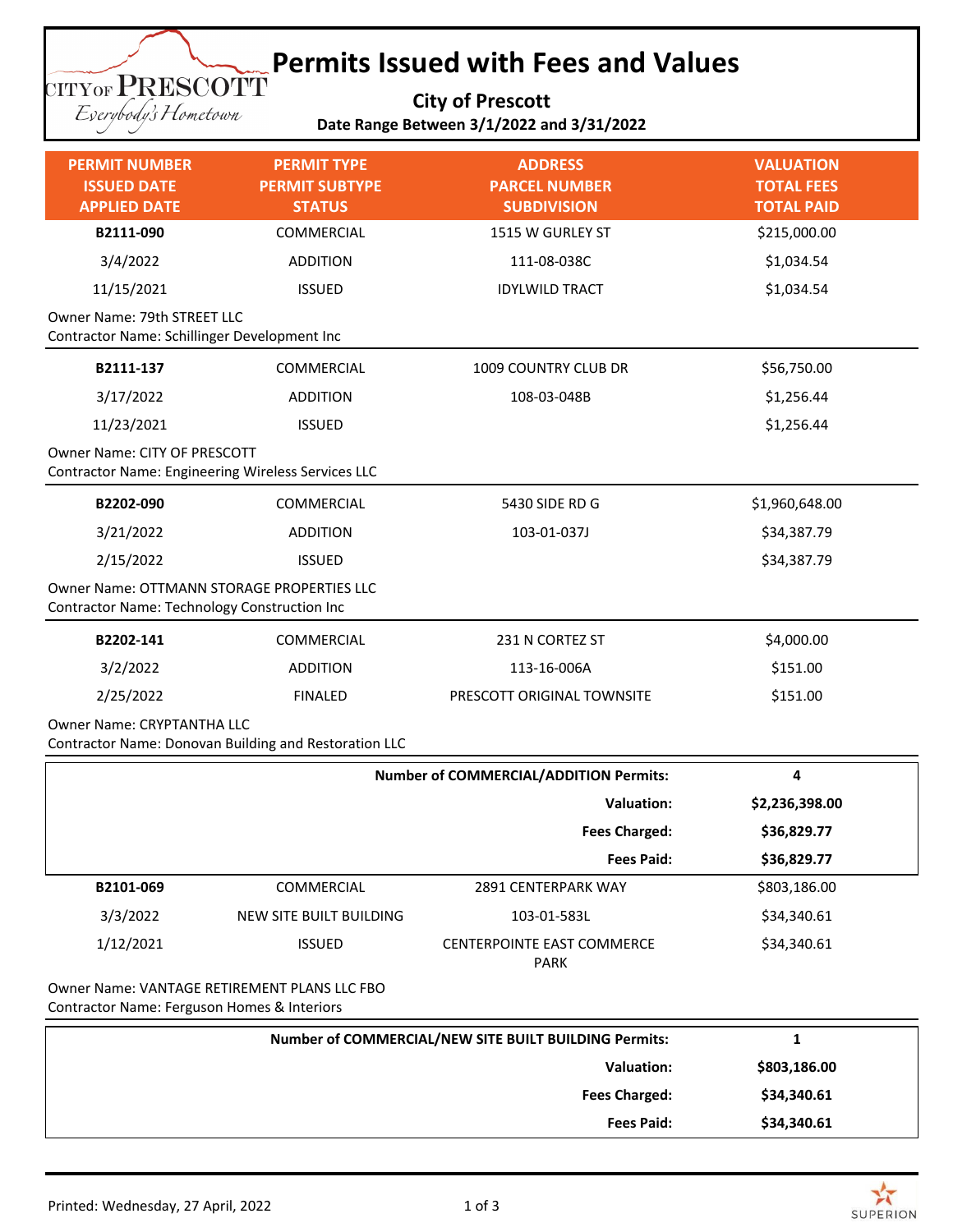# Permits Issued with Fees and Values

**City of Prescott**

**Date Range Between 3/1/2022 and 3/31/2022**

| PERMIT NUMBER<br>ISSUED DATE<br>APPLIED DATE | PERMIT TYPE<br>PERMIT SUBTYPE<br>STATUS | ADDRESS<br>PARCEL NUMBER<br>SUBDIVISION | VALUATION<br>TOTAL FEES<br>TOTAL PAID |
|---|---|---|---|
| **B2111-090** | COMMERCIAL | 1515 W GURLEY ST | $215,000.00 |
| 3/4/2022 | ADDITION | 111-08-038C | $1,034.54 |
| 11/15/2021 | ISSUED | IDYLWILD TRACT | $1,034.54 |

Owner Name: 79th STREET LLC
Contractor Name: Schillinger Development Inc

| | | | |
|---|---|---|---|
| **B2111-137** | COMMERCIAL | 1009 COUNTRY CLUB DR | $56,750.00 |
| 3/17/2022 | ADDITION | 108-03-048B | $1,256.44 |
| 11/23/2021 | ISSUED | | $1,256.44 |

Owner Name: CITY OF PRESCOTT
Contractor Name: Engineering Wireless Services LLC

| | | | |
|---|---|---|---|
| **B2202-090** | COMMERCIAL | 5430 SIDE RD G | $1,960,648.00 |
| 3/21/2022 | ADDITION | 103-01-037J | $34,387.79 |
| 2/15/2022 | ISSUED | | $34,387.79 |

Owner Name: OTTMANN STORAGE PROPERTIES LLC
Contractor Name: Technology Construction Inc

| | | | |
|---|---|---|---|
| **B2202-141** | COMMERCIAL | 231 N CORTEZ ST | $4,000.00 |
| 3/2/2022 | ADDITION | 113-16-006A | $151.00 |
| 2/25/2022 | FINALED | PRESCOTT ORIGINAL TOWNSITE | $151.00 |

Owner Name: CRYPTANTHA LLC
Contractor Name: Donovan Building and Restoration LLC

| | |
|---|---|
| **Number of COMMERCIAL/ADDITION Permits:** | **4** |
| **Valuation:** | **$2,236,398.00** |
| **Fees Charged:** | **$36,829.77** |
| **Fees Paid:** | **$36,829.77** |

| | | | |
|---|---|---|---|
| **B2101-069** | COMMERCIAL | 2891 CENTERPARK WAY | $803,186.00 |
| 3/3/2022 | NEW SITE BUILT BUILDING | 103-01-583L | $34,340.61 |
| 1/12/2021 | ISSUED | CENTERPOINTE EAST COMMERCE PARK | $34,340.61 |

Owner Name: VANTAGE RETIREMENT PLANS LLC FBO
Contractor Name: Ferguson Homes & Interiors

| | |
|---|---|
| **Number of COMMERCIAL/NEW SITE BUILT BUILDING Permits:** | **1** |
| **Valuation:** | **$803,186.00** |
| **Fees Charged:** | **$34,340.61** |
| **Fees Paid:** | **$34,340.61** |

Printed: Wednesday, 27 April, 2022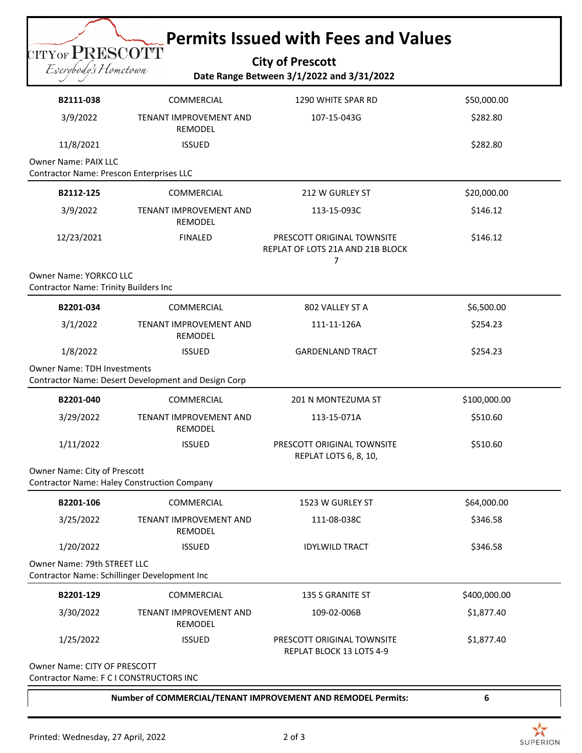# Permits Issued with Fees and Values

**City of Prescott**

**Date Range Between 3/1/2022 and 3/31/2022**

| | | | |
|---|---|---|---|
| **B2111-038** | COMMERCIAL | 1290 WHITE SPAR RD | $50,000.00 |
| 3/9/2022 | TENANT IMPROVEMENT AND REMODEL | 107-15-043G | $282.80 |
| 11/8/2021 | ISSUED | | $282.80 |

Owner Name: PAIX LLC
Contractor Name: Prescon Enterprises LLC

| | | | |
|---|---|---|---|
| **B2112-125** | COMMERCIAL | 212 W GURLEY ST | $20,000.00 |
| 3/9/2022 | TENANT IMPROVEMENT AND REMODEL | 113-15-093C | $146.12 |
| 12/23/2021 | FINALED | PRESCOTT ORIGINAL TOWNSITE REPLAT OF LOTS 21A AND 21B BLOCK 7 | $146.12 |

Owner Name: YORKCO LLC
Contractor Name: Trinity Builders Inc

| | | | |
|---|---|---|---|
| **B2201-034** | COMMERCIAL | 802 VALLEY ST A | $6,500.00 |
| 3/1/2022 | TENANT IMPROVEMENT AND REMODEL | 111-11-126A | $254.23 |
| 1/8/2022 | ISSUED | GARDENLAND TRACT | $254.23 |

Owner Name: TDH Investments
Contractor Name: Desert Development and Design Corp

| | | | |
|---|---|---|---|
| **B2201-040** | COMMERCIAL | 201 N MONTEZUMA ST | $100,000.00 |
| 3/29/2022 | TENANT IMPROVEMENT AND REMODEL | 113-15-071A | $510.60 |
| 1/11/2022 | ISSUED | PRESCOTT ORIGINAL TOWNSITE REPLAT LOTS 6, 8, 10, | $510.60 |

Owner Name: City of Prescott
Contractor Name: Haley Construction Company

| | | | |
|---|---|---|---|
| **B2201-106** | COMMERCIAL | 1523 W GURLEY ST | $64,000.00 |
| 3/25/2022 | TENANT IMPROVEMENT AND REMODEL | 111-08-038C | $346.58 |
| 1/20/2022 | ISSUED | IDYLWILD TRACT | $346.58 |

Owner Name: 79th STREET LLC
Contractor Name: Schillinger Development Inc

| | | | |
|---|---|---|---|
| **B2201-129** | COMMERCIAL | 135 S GRANITE ST | $400,000.00 |
| 3/30/2022 | TENANT IMPROVEMENT AND REMODEL | 109-02-006B | $1,877.40 |
| 1/25/2022 | ISSUED | PRESCOTT ORIGINAL TOWNSITE REPLAT BLOCK 13 LOTS 4-9 | $1,877.40 |

Owner Name: CITY OF PRESCOTT
Contractor Name: F C I CONSTRUCTORS INC

**Number of COMMERCIAL/TENANT IMPROVEMENT AND REMODEL Permits: 6**

Printed: Wednesday, 27 April, 2022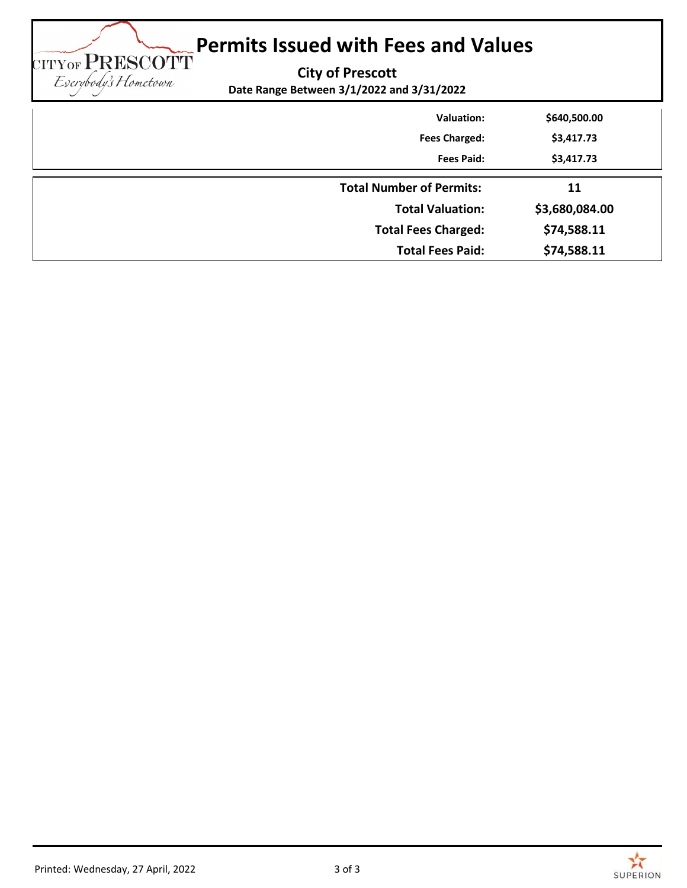# Permits Issued with Fees and Values

**City of Prescott**

**Date Range Between 3/1/2022 and 3/31/2022**

| | |
|---|---|
| **Valuation:** | **$640,500.00** |
| **Fees Charged:** | **$3,417.73** |
| **Fees Paid:** | **$3,417.73** |

| | |
|---|---|
| **Total Number of Permits:** | **11** |
| **Total Valuation:** | **$3,680,084.00** |
| **Total Fees Charged:** | **$74,588.11** |
| **Total Fees Paid:** | **$74,588.11** |

Printed: Wednesday, 27 April, 2022